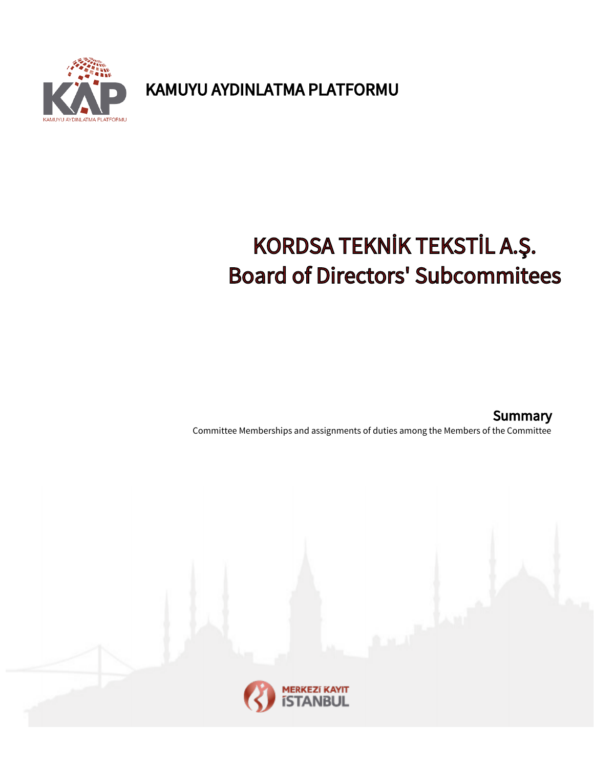KAMUYU AYDINLATMA PLATFORMU

# KORDSA TEKNİK TEKSTİL A.Ş.
# Board of Directors' Subcommitees

## Summary

Committee Memberships and assignments of duties among the Members of the Committee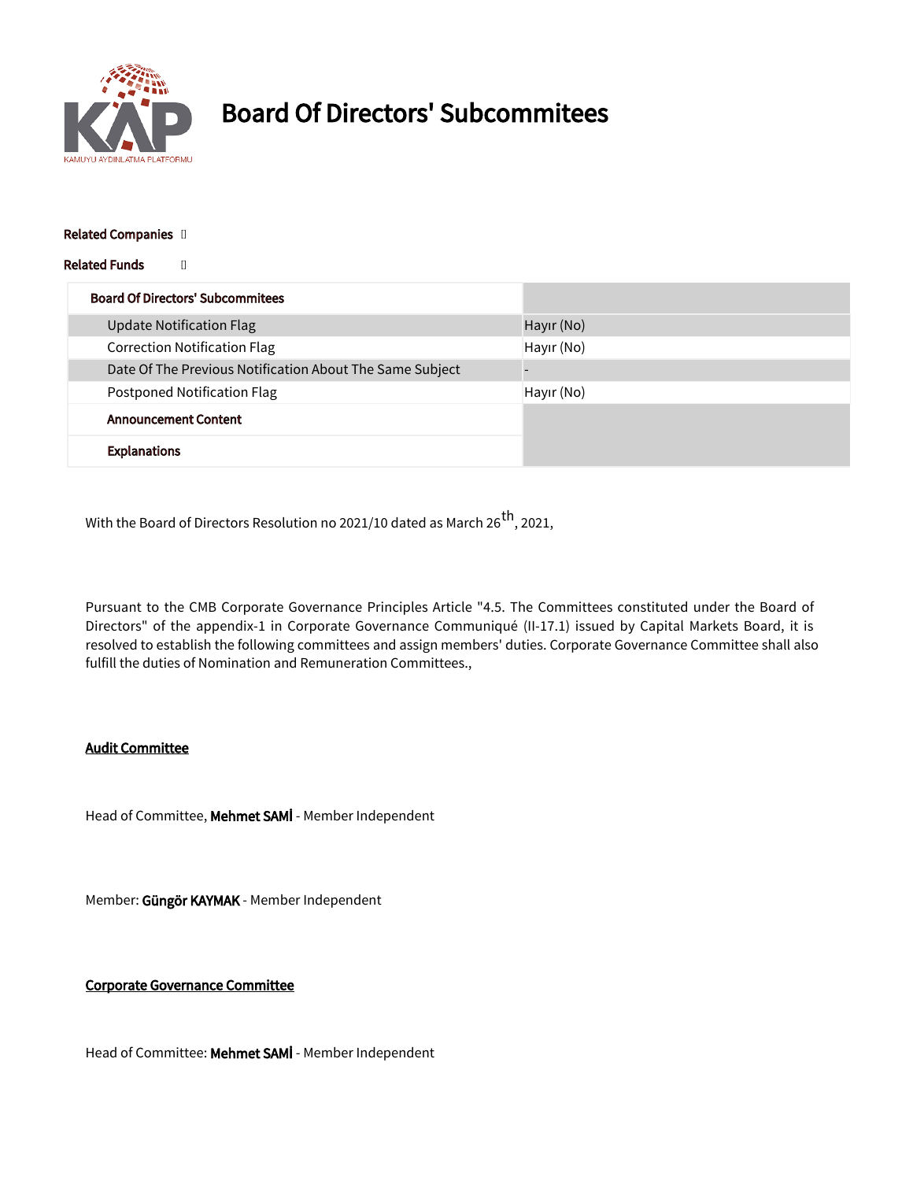# Board Of Directors' Subcommitees

**Related Companies**

**Related Funds**

| Board Of Directors' Subcommitees | |
|---|---|
| Update Notification Flag | Hayır (No) |
| Correction Notification Flag | Hayır (No) |
| Date Of The Previous Notification About The Same Subject | - |
| Postponed Notification Flag | Hayır (No) |
| **Announcement Content** | |
| **Explanations** | |

With the Board of Directors Resolution no 2021/10 dated as March 26th, 2021,

Pursuant to the CMB Corporate Governance Principles Article "4.5. The Committees constituted under the Board of Directors" of the appendix-1 in Corporate Governance Communiqué (II-17.1) issued by Capital Markets Board, it is resolved to establish the following committees and assign members' duties. Corporate Governance Committee shall also fulfill the duties of Nomination and Remuneration Committees.,

**Audit Committee**

Head of Committee, **Mehmet SAMİ** - Member Independent

Member: **Güngör KAYMAK** - Member Independent

**Corporate Governance Committee**

Head of Committee: **Mehmet SAMİ** - Member Independent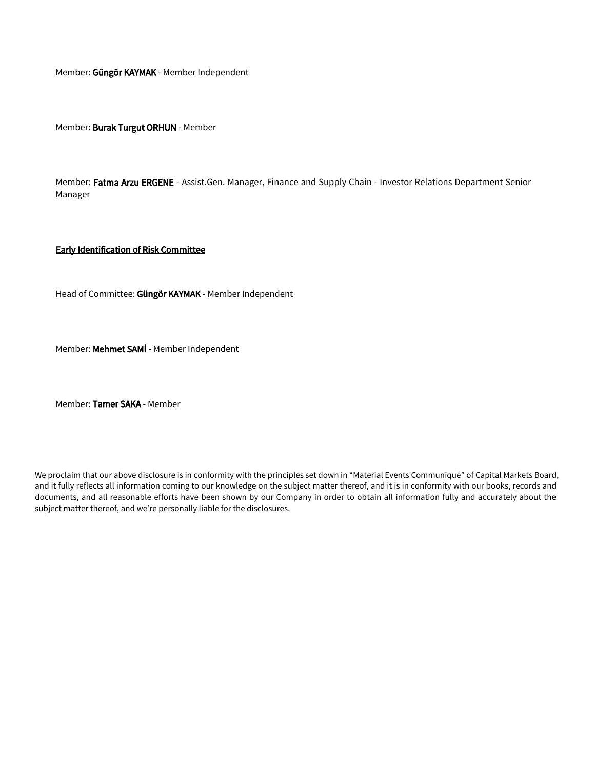Member: **Güngör KAYMAK** - Member Independent

Member: **Burak Turgut ORHUN** - Member

Member: **Fatma Arzu ERGENE** - Assist.Gen. Manager, Finance and Supply Chain - Investor Relations Department Senior Manager

**Early Identification of Risk Committee**

Head of Committee: **Güngör KAYMAK** - Member Independent

Member: **Mehmet SAMİ** - Member Independent

Member: **Tamer SAKA** - Member

We proclaim that our above disclosure is in conformity with the principles set down in "Material Events Communiqué" of Capital Markets Board, and it fully reflects all information coming to our knowledge on the subject matter thereof, and it is in conformity with our books, records and documents, and all reasonable efforts have been shown by our Company in order to obtain all information fully and accurately about the subject matter thereof, and we're personally liable for the disclosures.